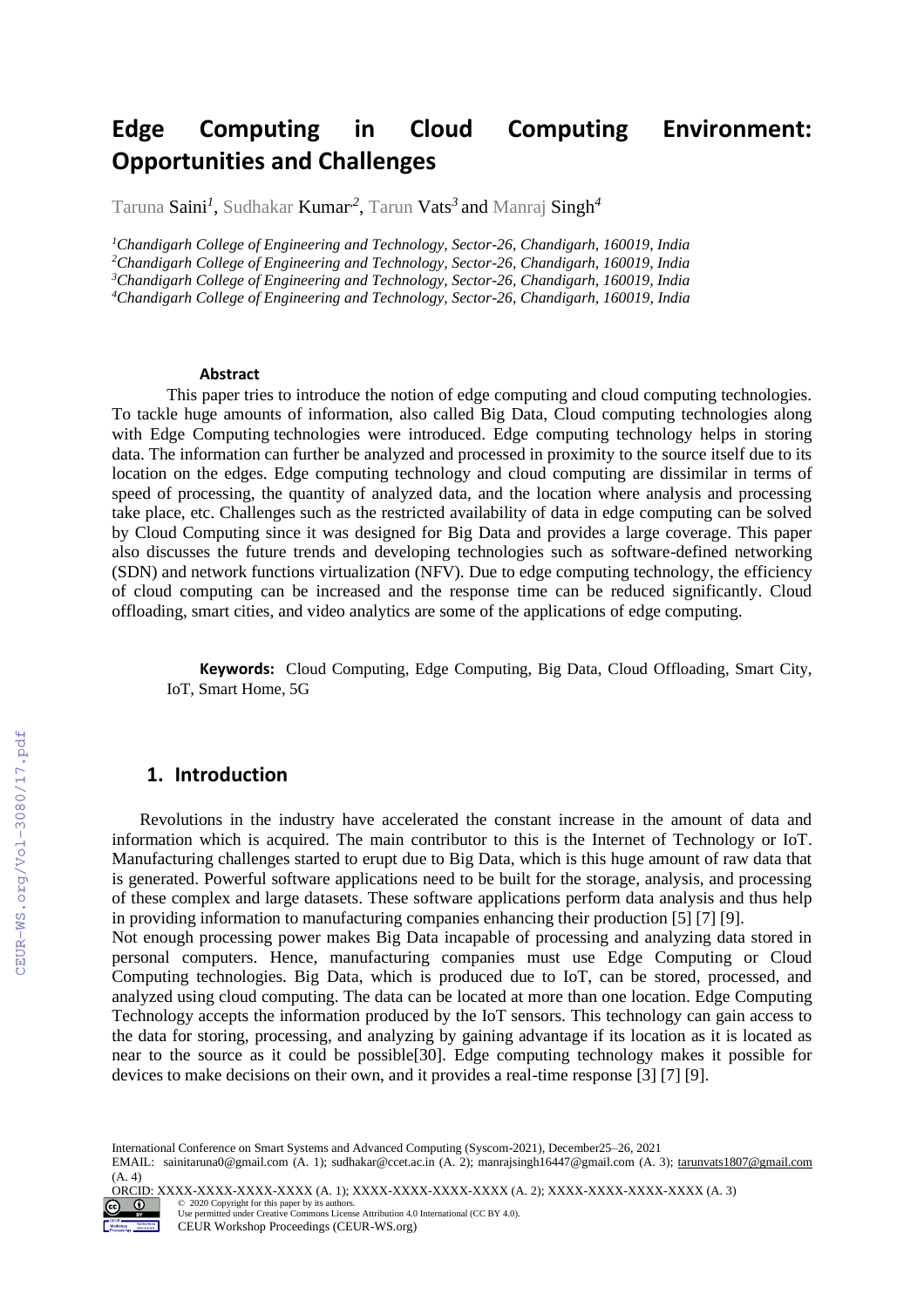# Edge Computing in Cloud Computing Environment: Opportunities and Challenges

Taruna Saini[1], Sudhakar Kumar[2], Tarun Vats[3] and Manraj Singh[4]

[1]*Chandigarh College of Engineering and Technology, Sector-26, Chandigarh, 160019, India*
[2]*Chandigarh College of Engineering and Technology, Sector-26, Chandigarh, 160019, India*
[3]*Chandigarh College of Engineering and Technology, Sector-26, Chandigarh, 160019, India*
[4]*Chandigarh College of Engineering and Technology, Sector-26, Chandigarh, 160019, India*

### Abstract

This paper tries to introduce the notion of edge computing and cloud computing technologies. To tackle huge amounts of information, also called Big Data, Cloud computing technologies along with Edge Computing technologies were introduced. Edge computing technology helps in storing data. The information can further be analyzed and processed in proximity to the source itself due to its location on the edges. Edge computing technology and cloud computing are dissimilar in terms of speed of processing, the quantity of analyzed data, and the location where analysis and processing take place, etc. Challenges such as the restricted availability of data in edge computing can be solved by Cloud Computing since it was designed for Big Data and provides a large coverage. This paper also discusses the future trends and developing technologies such as software-defined networking (SDN) and network functions virtualization (NFV). Due to edge computing technology, the efficiency of cloud computing can be increased and the response time can be reduced significantly. Cloud offloading, smart cities, and video analytics are some of the applications of edge computing.

**Keywords:** Cloud Computing, Edge Computing, Big Data, Cloud Offloading, Smart City, IoT, Smart Home, 5G

## 1. Introduction

Revolutions in the industry have accelerated the constant increase in the amount of data and information which is acquired. The main contributor to this is the Internet of Technology or IoT. Manufacturing challenges started to erupt due to Big Data, which is this huge amount of raw data that is generated. Powerful software applications need to be built for the storage, analysis, and processing of these complex and large datasets. These software applications perform data analysis and thus help in providing information to manufacturing companies enhancing their production [5] [7] [9].

Not enough processing power makes Big Data incapable of processing and analyzing data stored in personal computers. Hence, manufacturing companies must use Edge Computing or Cloud Computing technologies. Big Data, which is produced due to IoT, can be stored, processed, and analyzed using cloud computing. The data can be located at more than one location. Edge Computing Technology accepts the information produced by the IoT sensors. This technology can gain access to the data for storing, processing, and analyzing by gaining advantage if its location as it is located as near to the source as it could be possible[30]. Edge computing technology makes it possible for devices to make decisions on their own, and it provides a real-time response [3] [7] [9].

International Conference on Smart Systems and Advanced Computing (Syscom-2021), December25–26, 2021
EMAIL: sainitaruna0@gmail.com (A. 1); sudhakar@ccet.ac.in (A. 2); manrajsingh16447@gmail.com (A. 3); tarunvats1807@gmail.com (A. 4)
ORCID: XXXX-XXXX-XXXX-XXXX (A. 1); XXXX-XXXX-XXXX-XXXX (A. 2); XXXX-XXXX-XXXX-XXXX (A. 3)
© 2020 Copyright for this paper by its authors.
Use permitted under Creative Commons License Attribution 4.0 International (CC BY 4.0).
CEUR Workshop Proceedings (CEUR-WS.org)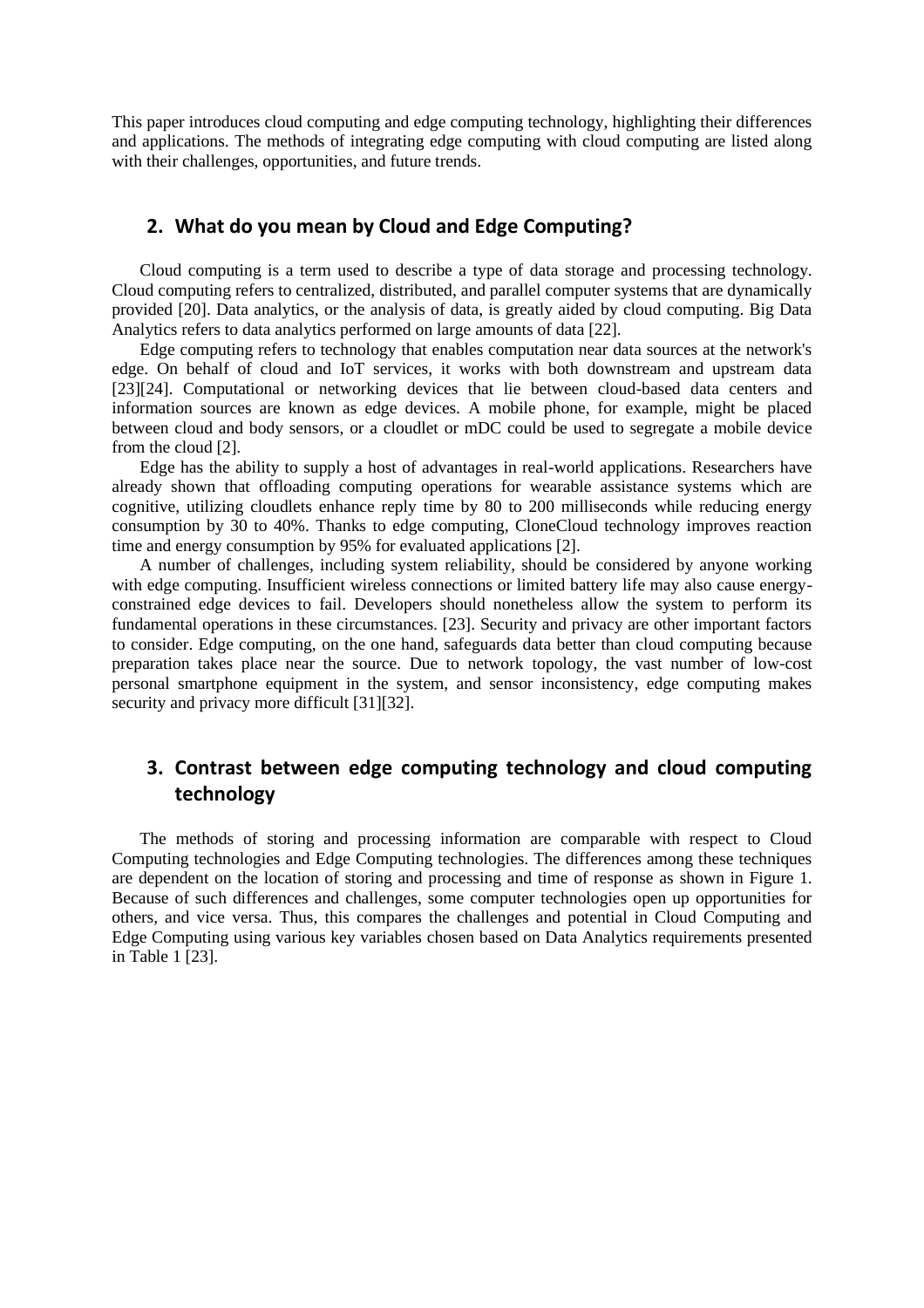This paper introduces cloud computing and edge computing technology, highlighting their differences and applications. The methods of integrating edge computing with cloud computing are listed along with their challenges, opportunities, and future trends.

## 2. What do you mean by Cloud and Edge Computing?

Cloud computing is a term used to describe a type of data storage and processing technology. Cloud computing refers to centralized, distributed, and parallel computer systems that are dynamically provided [20]. Data analytics, or the analysis of data, is greatly aided by cloud computing. Big Data Analytics refers to data analytics performed on large amounts of data [22].

Edge computing refers to technology that enables computation near data sources at the network's edge. On behalf of cloud and IoT services, it works with both downstream and upstream data [23][24]. Computational or networking devices that lie between cloud-based data centers and information sources are known as edge devices. A mobile phone, for example, might be placed between cloud and body sensors, or a cloudlet or mDC could be used to segregate a mobile device from the cloud [2].

Edge has the ability to supply a host of advantages in real-world applications. Researchers have already shown that offloading computing operations for wearable assistance systems which are cognitive, utilizing cloudlets enhance reply time by 80 to 200 milliseconds while reducing energy consumption by 30 to 40%. Thanks to edge computing, CloneCloud technology improves reaction time and energy consumption by 95% for evaluated applications [2].

A number of challenges, including system reliability, should be considered by anyone working with edge computing. Insufficient wireless connections or limited battery life may also cause energy-constrained edge devices to fail. Developers should nonetheless allow the system to perform its fundamental operations in these circumstances. [23]. Security and privacy are other important factors to consider. Edge computing, on the one hand, safeguards data better than cloud computing because preparation takes place near the source. Due to network topology, the vast number of low-cost personal smartphone equipment in the system, and sensor inconsistency, edge computing makes security and privacy more difficult [31][32].

## 3. Contrast between edge computing technology and cloud computing technology

The methods of storing and processing information are comparable with respect to Cloud Computing technologies and Edge Computing technologies. The differences among these techniques are dependent on the location of storing and processing and time of response as shown in Figure 1. Because of such differences and challenges, some computer technologies open up opportunities for others, and vice versa. Thus, this compares the challenges and potential in Cloud Computing and Edge Computing using various key variables chosen based on Data Analytics requirements presented in Table 1 [23].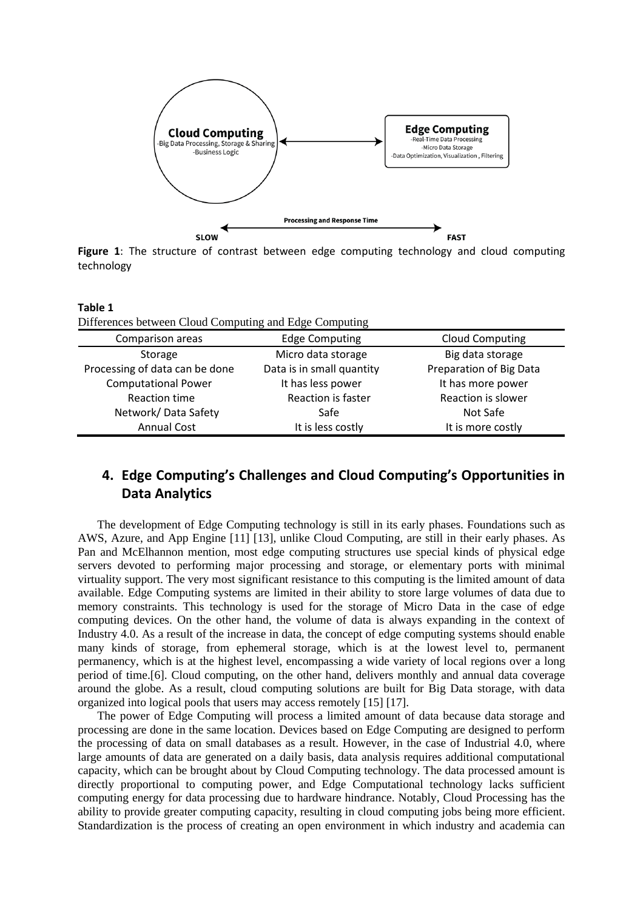**Figure 1**: The structure of contrast between edge computing technology and cloud computing technology

**Table 1**

Differences between Cloud Computing and Edge Computing

| Comparison areas | Edge Computing | Cloud Computing |
|---|---|---|
| Storage | Micro data storage | Big data storage |
| Processing of data can be done | Data is in small quantity | Preparation of Big Data |
| Computational Power | It has less power | It has more power |
| Reaction time | Reaction is faster | Reaction is slower |
| Network/ Data Safety | Safe | Not Safe |
| Annual Cost | It is less costly | It is more costly |

## 4. Edge Computing's Challenges and Cloud Computing's Opportunities in Data Analytics

The development of Edge Computing technology is still in its early phases. Foundations such as AWS, Azure, and App Engine [11] [13], unlike Cloud Computing, are still in their early phases. As Pan and McElhannon mention, most edge computing structures use special kinds of physical edge servers devoted to performing major processing and storage, or elementary ports with minimal virtuality support. The very most significant resistance to this computing is the limited amount of data available. Edge Computing systems are limited in their ability to store large volumes of data due to memory constraints. This technology is used for the storage of Micro Data in the case of edge computing devices. On the other hand, the volume of data is always expanding in the context of Industry 4.0. As a result of the increase in data, the concept of edge computing systems should enable many kinds of storage, from ephemeral storage, which is at the lowest level to, permanent permanency, which is at the highest level, encompassing a wide variety of local regions over a long period of time.[6]. Cloud computing, on the other hand, delivers monthly and annual data coverage around the globe. As a result, cloud computing solutions are built for Big Data storage, with data organized into logical pools that users may access remotely [15] [17].

The power of Edge Computing will process a limited amount of data because data storage and processing are done in the same location. Devices based on Edge Computing are designed to perform the processing of data on small databases as a result. However, in the case of Industrial 4.0, where large amounts of data are generated on a daily basis, data analysis requires additional computational capacity, which can be brought about by Cloud Computing technology. The data processed amount is directly proportional to computing power, and Edge Computational technology lacks sufficient computing energy for data processing due to hardware hindrance. Notably, Cloud Processing has the ability to provide greater computing capacity, resulting in cloud computing jobs being more efficient. Standardization is the process of creating an open environment in which industry and academia can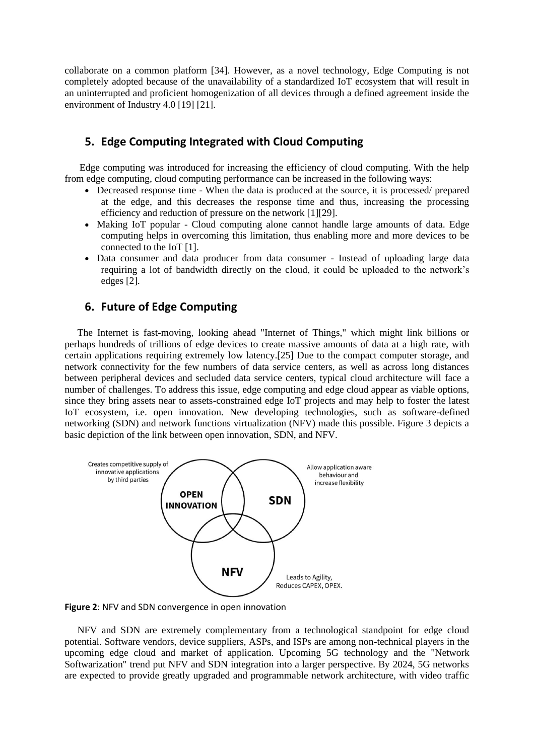collaborate on a common platform [34]. However, as a novel technology, Edge Computing is not completely adopted because of the unavailability of a standardized IoT ecosystem that will result in an uninterrupted and proficient homogenization of all devices through a defined agreement inside the environment of Industry 4.0 [19] [21].

## 5. Edge Computing Integrated with Cloud Computing

Edge computing was introduced for increasing the efficiency of cloud computing. With the help from edge computing, cloud computing performance can be increased in the following ways:

- Decreased response time - When the data is produced at the source, it is processed/ prepared at the edge, and this decreases the response time and thus, increasing the processing efficiency and reduction of pressure on the network [1][29].
- Making IoT popular - Cloud computing alone cannot handle large amounts of data. Edge computing helps in overcoming this limitation, thus enabling more and more devices to be connected to the IoT [1].
- Data consumer and data producer from data consumer - Instead of uploading large data requiring a lot of bandwidth directly on the cloud, it could be uploaded to the network's edges [2].

## 6. Future of Edge Computing

The Internet is fast-moving, looking ahead "Internet of Things," which might link billions or perhaps hundreds of trillions of edge devices to create massive amounts of data at a high rate, with certain applications requiring extremely low latency.[25] Due to the compact computer storage, and network connectivity for the few numbers of data service centers, as well as across long distances between peripheral devices and secluded data service centers, typical cloud architecture will face a number of challenges. To address this issue, edge computing and edge cloud appear as viable options, since they bring assets near to assets-constrained edge IoT projects and may help to foster the latest IoT ecosystem, i.e. open innovation. New developing technologies, such as software-defined networking (SDN) and network functions virtualization (NFV) made this possible. Figure 3 depicts a basic depiction of the link between open innovation, SDN, and NFV.

Creates competitive supply of innovative applications by third parties

OPEN INNOVATION

SDN

Allow application aware behaviour and increase flexibility

NFV

Leads to Agility, Reduces CAPEX, OPEX.

**Figure 2**: NFV and SDN convergence in open innovation

NFV and SDN are extremely complementary from a technological standpoint for edge cloud potential. Software vendors, device suppliers, ASPs, and ISPs are among non-technical players in the upcoming edge cloud and market of application. Upcoming 5G technology and the "Network Softwarization" trend put NFV and SDN integration into a larger perspective. By 2024, 5G networks are expected to provide greatly upgraded and programmable network architecture, with video traffic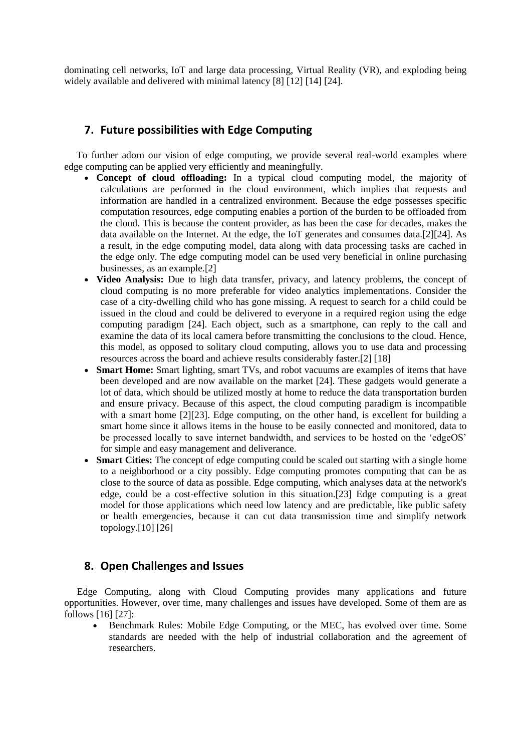dominating cell networks, IoT and large data processing, Virtual Reality (VR), and exploding being widely available and delivered with minimal latency [8] [12] [14] [24].

## 7. Future possibilities with Edge Computing

To further adorn our vision of edge computing, we provide several real-world examples where edge computing can be applied very efficiently and meaningfully.

- **Concept of cloud offloading:** In a typical cloud computing model, the majority of calculations are performed in the cloud environment, which implies that requests and information are handled in a centralized environment. Because the edge possesses specific computation resources, edge computing enables a portion of the burden to be offloaded from the cloud. This is because the content provider, as has been the case for decades, makes the data available on the Internet. At the edge, the IoT generates and consumes data.[2][24]. As a result, in the edge computing model, data along with data processing tasks are cached in the edge only. The edge computing model can be used very beneficial in online purchasing businesses, as an example.[2]
- **Video Analysis:** Due to high data transfer, privacy, and latency problems, the concept of cloud computing is no more preferable for video analytics implementations. Consider the case of a city-dwelling child who has gone missing. A request to search for a child could be issued in the cloud and could be delivered to everyone in a required region using the edge computing paradigm [24]. Each object, such as a smartphone, can reply to the call and examine the data of its local camera before transmitting the conclusions to the cloud. Hence, this model, as opposed to solitary cloud computing, allows you to use data and processing resources across the board and achieve results considerably faster.[2] [18]
- **Smart Home:** Smart lighting, smart TVs, and robot vacuums are examples of items that have been developed and are now available on the market [24]. These gadgets would generate a lot of data, which should be utilized mostly at home to reduce the data transportation burden and ensure privacy. Because of this aspect, the cloud computing paradigm is incompatible with a smart home [2][23]. Edge computing, on the other hand, is excellent for building a smart home since it allows items in the house to be easily connected and monitored, data to be processed locally to save internet bandwidth, and services to be hosted on the 'edgeOS' for simple and easy management and deliverance.
- **Smart Cities:** The concept of edge computing could be scaled out starting with a single home to a neighborhood or a city possibly. Edge computing promotes computing that can be as close to the source of data as possible. Edge computing, which analyses data at the network's edge, could be a cost-effective solution in this situation.[23] Edge computing is a great model for those applications which need low latency and are predictable, like public safety or health emergencies, because it can cut data transmission time and simplify network topology.[10] [26]

## 8. Open Challenges and Issues

Edge Computing, along with Cloud Computing provides many applications and future opportunities. However, over time, many challenges and issues have developed. Some of them are as follows [16] [27]:

- Benchmark Rules: Mobile Edge Computing, or the MEC, has evolved over time. Some standards are needed with the help of industrial collaboration and the agreement of researchers.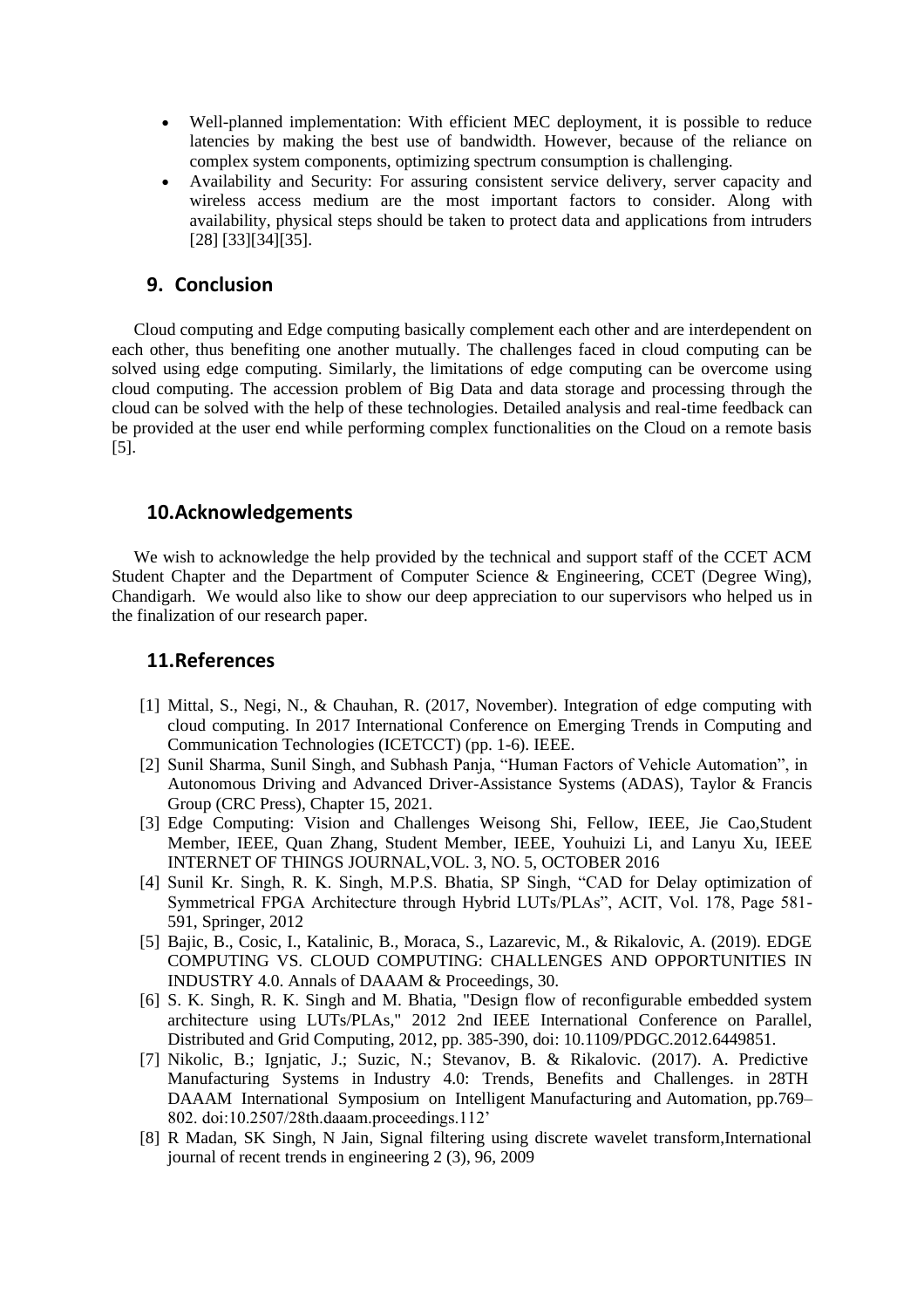- Well-planned implementation: With efficient MEC deployment, it is possible to reduce latencies by making the best use of bandwidth. However, because of the reliance on complex system components, optimizing spectrum consumption is challenging.
- Availability and Security: For assuring consistent service delivery, server capacity and wireless access medium are the most important factors to consider. Along with availability, physical steps should be taken to protect data and applications from intruders [28] [33][34][35].

## 9. Conclusion

Cloud computing and Edge computing basically complement each other and are interdependent on each other, thus benefiting one another mutually. The challenges faced in cloud computing can be solved using edge computing. Similarly, the limitations of edge computing can be overcome using cloud computing. The accession problem of Big Data and data storage and processing through the cloud can be solved with the help of these technologies. Detailed analysis and real-time feedback can be provided at the user end while performing complex functionalities on the Cloud on a remote basis [5].

## 10.Acknowledgements

We wish to acknowledge the help provided by the technical and support staff of the CCET ACM Student Chapter and the Department of Computer Science & Engineering, CCET (Degree Wing), Chandigarh. We would also like to show our deep appreciation to our supervisors who helped us in the finalization of our research paper.

## 11.References

[1] Mittal, S., Negi, N., & Chauhan, R. (2017, November). Integration of edge computing with cloud computing. In 2017 International Conference on Emerging Trends in Computing and Communication Technologies (ICETCCT) (pp. 1-6). IEEE.

[2] Sunil Sharma, Sunil Singh, and Subhash Panja, “Human Factors of Vehicle Automation”, in Autonomous Driving and Advanced Driver-Assistance Systems (ADAS), Taylor & Francis Group (CRC Press), Chapter 15, 2021.

[3] Edge Computing: Vision and Challenges Weisong Shi, Fellow, IEEE, Jie Cao,Student Member, IEEE, Quan Zhang, Student Member, IEEE, Youhuizi Li, and Lanyu Xu, IEEE INTERNET OF THINGS JOURNAL,VOL. 3, NO. 5, OCTOBER 2016

[4] Sunil Kr. Singh, R. K. Singh, M.P.S. Bhatia, SP Singh, “CAD for Delay optimization of Symmetrical FPGA Architecture through Hybrid LUTs/PLAs”, ACIT, Vol. 178, Page 581-591, Springer, 2012

[5] Bajic, B., Cosic, I., Katalinic, B., Moraca, S., Lazarevic, M., & Rikalovic, A. (2019). EDGE COMPUTING VS. CLOUD COMPUTING: CHALLENGES AND OPPORTUNITIES IN INDUSTRY 4.0. Annals of DAAAM & Proceedings, 30.

[6] S. K. Singh, R. K. Singh and M. Bhatia, "Design flow of reconfigurable embedded system architecture using LUTs/PLAs," 2012 2nd IEEE International Conference on Parallel, Distributed and Grid Computing, 2012, pp. 385-390, doi: 10.1109/PDGC.2012.6449851.

[7] Nikolic, B.; Ignjatic, J.; Suzic, N.; Stevanov, B. & Rikalovic. (2017). A. Predictive Manufacturing Systems in Industry 4.0: Trends, Benefits and Challenges. in 28TH DAAAM International Symposium on Intelligent Manufacturing and Automation, pp.769–802. doi:10.2507/28th.daaam.proceedings.112’

[8] R Madan, SK Singh, N Jain, Signal filtering using discrete wavelet transform,International journal of recent trends in engineering 2 (3), 96, 2009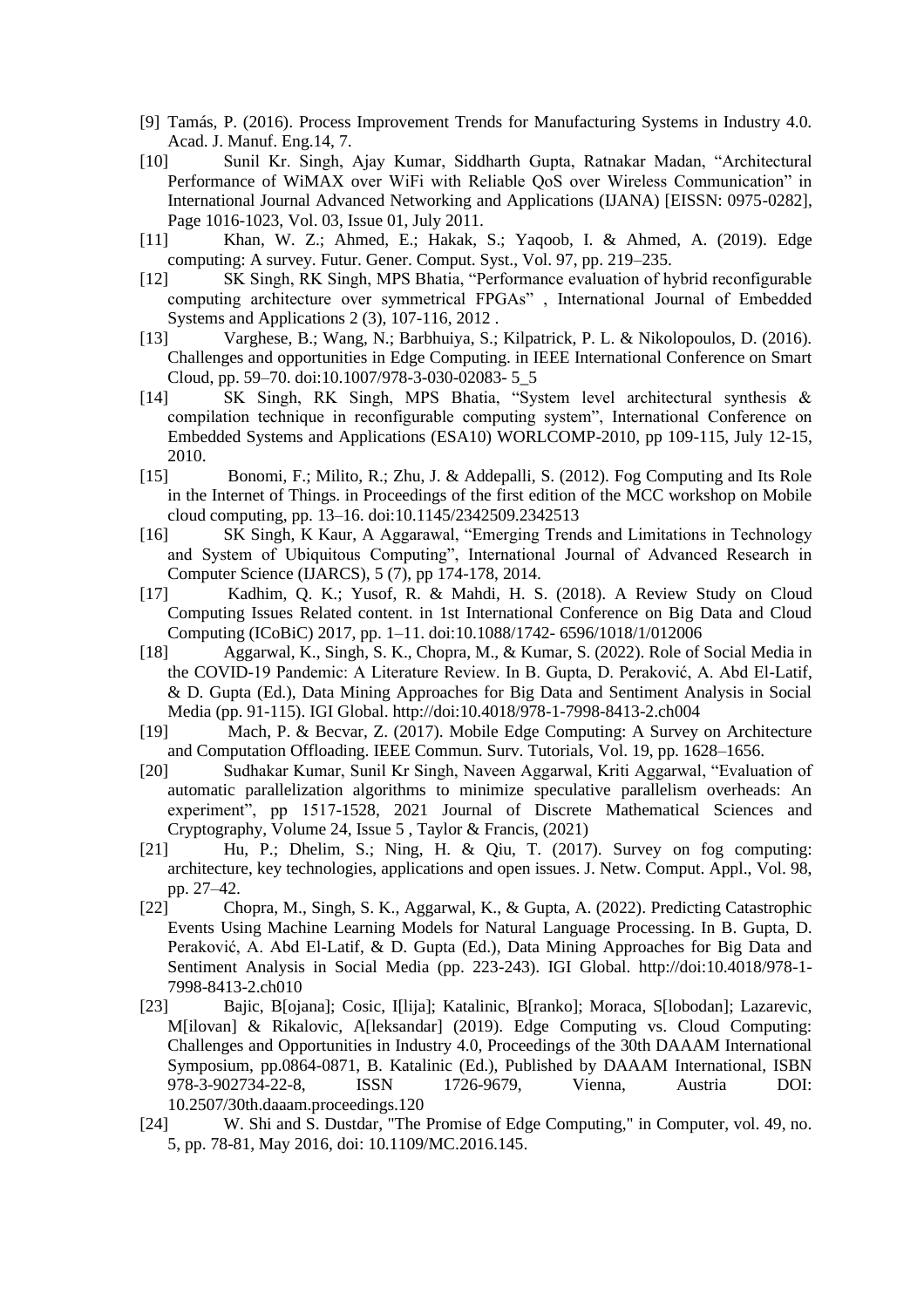[9] Tamás, P. (2016). Process Improvement Trends for Manufacturing Systems in Industry 4.0. Acad. J. Manuf. Eng.14, 7.

[10] Sunil Kr. Singh, Ajay Kumar, Siddharth Gupta, Ratnakar Madan, "Architectural Performance of WiMAX over WiFi with Reliable QoS over Wireless Communication" in International Journal Advanced Networking and Applications (IJANA) [EISSN: 0975-0282], Page 1016-1023, Vol. 03, Issue 01, July 2011.

[11] Khan, W. Z.; Ahmed, E.; Hakak, S.; Yaqoob, I. & Ahmed, A. (2019). Edge computing: A survey. Futur. Gener. Comput. Syst., Vol. 97, pp. 219–235.

[12] SK Singh, RK Singh, MPS Bhatia, "Performance evaluation of hybrid reconfigurable computing architecture over symmetrical FPGAs" , International Journal of Embedded Systems and Applications 2 (3), 107-116, 2012 .

[13] Varghese, B.; Wang, N.; Barbhuiya, S.; Kilpatrick, P. L. & Nikolopoulos, D. (2016). Challenges and opportunities in Edge Computing. in IEEE International Conference on Smart Cloud, pp. 59–70. doi:10.1007/978-3-030-02083- 5_5

[14] SK Singh, RK Singh, MPS Bhatia, "System level architectural synthesis & compilation technique in reconfigurable computing system", International Conference on Embedded Systems and Applications (ESA10) WORLCOMP-2010, pp 109-115, July 12-15, 2010.

[15] Bonomi, F.; Milito, R.; Zhu, J. & Addepalli, S. (2012). Fog Computing and Its Role in the Internet of Things. in Proceedings of the first edition of the MCC workshop on Mobile cloud computing, pp. 13–16. doi:10.1145/2342509.2342513

[16] SK Singh, K Kaur, A Aggarawal, "Emerging Trends and Limitations in Technology and System of Ubiquitous Computing", International Journal of Advanced Research in Computer Science (IJARCS), 5 (7), pp 174-178, 2014.

[17] Kadhim, Q. K.; Yusof, R. & Mahdi, H. S. (2018). A Review Study on Cloud Computing Issues Related content. in 1st International Conference on Big Data and Cloud Computing (ICoBiC) 2017, pp. 1–11. doi:10.1088/1742- 6596/1018/1/012006

[18] Aggarwal, K., Singh, S. K., Chopra, M., & Kumar, S. (2022). Role of Social Media in the COVID-19 Pandemic: A Literature Review. In B. Gupta, D. Peraković, A. Abd El-Latif, & D. Gupta (Ed.), Data Mining Approaches for Big Data and Sentiment Analysis in Social Media (pp. 91-115). IGI Global. http://doi:10.4018/978-1-7998-8413-2.ch004

[19] Mach, P. & Becvar, Z. (2017). Mobile Edge Computing: A Survey on Architecture and Computation Offloading. IEEE Commun. Surv. Tutorials, Vol. 19, pp. 1628–1656.

[20] Sudhakar Kumar, Sunil Kr Singh, Naveen Aggarwal, Kriti Aggarwal, "Evaluation of automatic parallelization algorithms to minimize speculative parallelism overheads: An experiment", pp 1517-1528, 2021 Journal of Discrete Mathematical Sciences and Cryptography, Volume 24, Issue 5 , Taylor & Francis, (2021)

[21] Hu, P.; Dhelim, S.; Ning, H. & Qiu, T. (2017). Survey on fog computing: architecture, key technologies, applications and open issues. J. Netw. Comput. Appl., Vol. 98, pp. 27–42.

[22] Chopra, M., Singh, S. K., Aggarwal, K., & Gupta, A. (2022). Predicting Catastrophic Events Using Machine Learning Models for Natural Language Processing. In B. Gupta, D. Peraković, A. Abd El-Latif, & D. Gupta (Ed.), Data Mining Approaches for Big Data and Sentiment Analysis in Social Media (pp. 223-243). IGI Global. http://doi:10.4018/978-1-7998-8413-2.ch010

[23] Bajic, B[ojana]; Cosic, I[lija]; Katalinic, B[ranko]; Moraca, S[lobodan]; Lazarevic, M[ilovan] & Rikalovic, A[leksandar] (2019). Edge Computing vs. Cloud Computing: Challenges and Opportunities in Industry 4.0, Proceedings of the 30th DAAAM International Symposium, pp.0864-0871, B. Katalinic (Ed.), Published by DAAAM International, ISBN 978-3-902734-22-8, ISSN 1726-9679, Vienna, Austria DOI: 10.2507/30th.daaam.proceedings.120

[24] W. Shi and S. Dustdar, "The Promise of Edge Computing," in Computer, vol. 49, no. 5, pp. 78-81, May 2016, doi: 10.1109/MC.2016.145.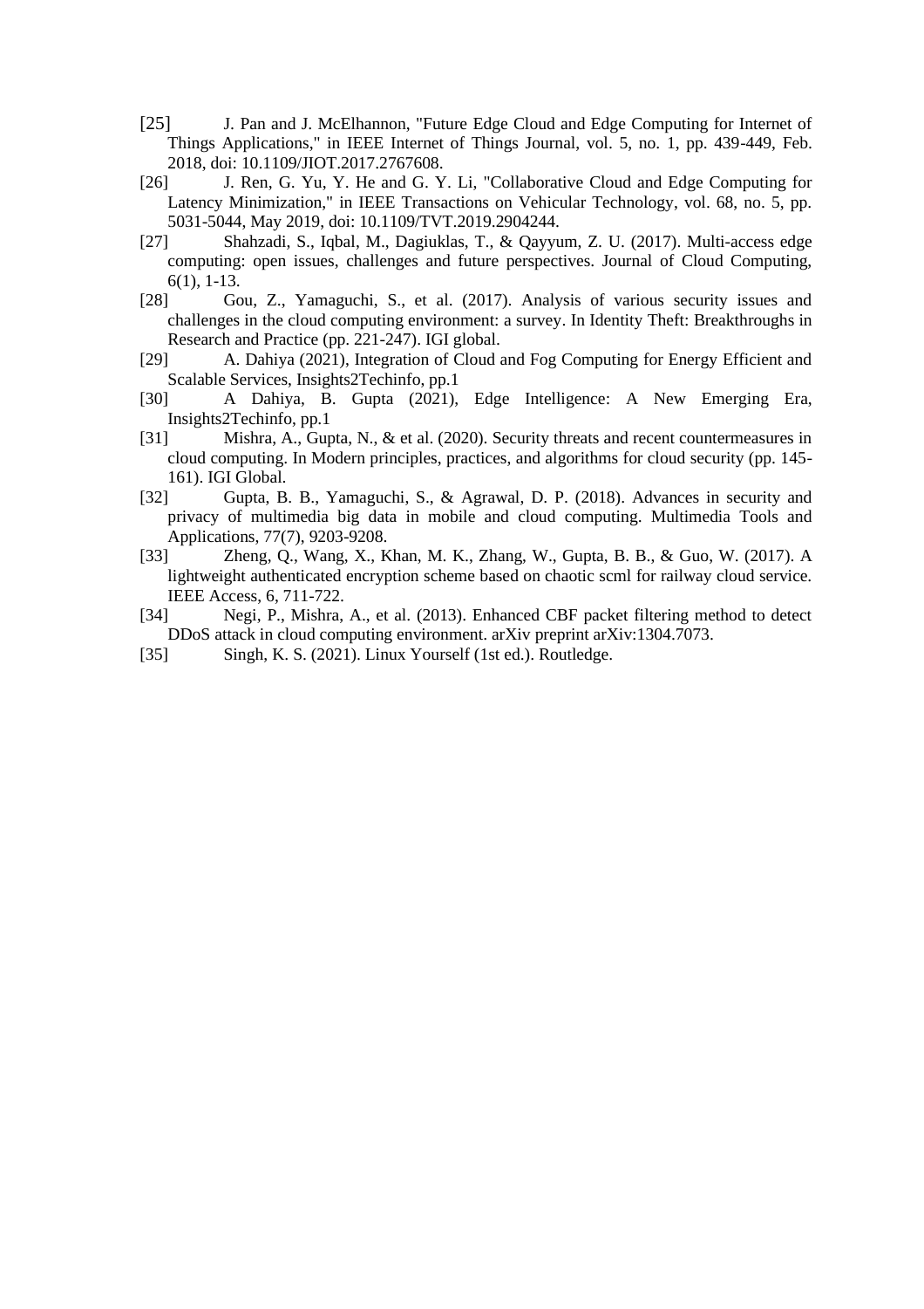[25] J. Pan and J. McElhannon, "Future Edge Cloud and Edge Computing for Internet of Things Applications," in IEEE Internet of Things Journal, vol. 5, no. 1, pp. 439-449, Feb. 2018, doi: 10.1109/JIOT.2017.2767608.

[26] J. Ren, G. Yu, Y. He and G. Y. Li, "Collaborative Cloud and Edge Computing for Latency Minimization," in IEEE Transactions on Vehicular Technology, vol. 68, no. 5, pp. 5031-5044, May 2019, doi: 10.1109/TVT.2019.2904244.

[27] Shahzadi, S., Iqbal, M., Dagiuklas, T., & Qayyum, Z. U. (2017). Multi-access edge computing: open issues, challenges and future perspectives. Journal of Cloud Computing, 6(1), 1-13.

[28] Gou, Z., Yamaguchi, S., et al. (2017). Analysis of various security issues and challenges in the cloud computing environment: a survey. In Identity Theft: Breakthroughs in Research and Practice (pp. 221-247). IGI global.

[29] A. Dahiya (2021), Integration of Cloud and Fog Computing for Energy Efficient and Scalable Services, Insights2Techinfo, pp.1

[30] A Dahiya, B. Gupta (2021), Edge Intelligence: A New Emerging Era, Insights2Techinfo, pp.1

[31] Mishra, A., Gupta, N., & et al. (2020). Security threats and recent countermeasures in cloud computing. In Modern principles, practices, and algorithms for cloud security (pp. 145-161). IGI Global.

[32] Gupta, B. B., Yamaguchi, S., & Agrawal, D. P. (2018). Advances in security and privacy of multimedia big data in mobile and cloud computing. Multimedia Tools and Applications, 77(7), 9203-9208.

[33] Zheng, Q., Wang, X., Khan, M. K., Zhang, W., Gupta, B. B., & Guo, W. (2017). A lightweight authenticated encryption scheme based on chaotic scml for railway cloud service. IEEE Access, 6, 711-722.

[34] Negi, P., Mishra, A., et al. (2013). Enhanced CBF packet filtering method to detect DDoS attack in cloud computing environment. arXiv preprint arXiv:1304.7073.

[35] Singh, K. S. (2021). Linux Yourself (1st ed.). Routledge.